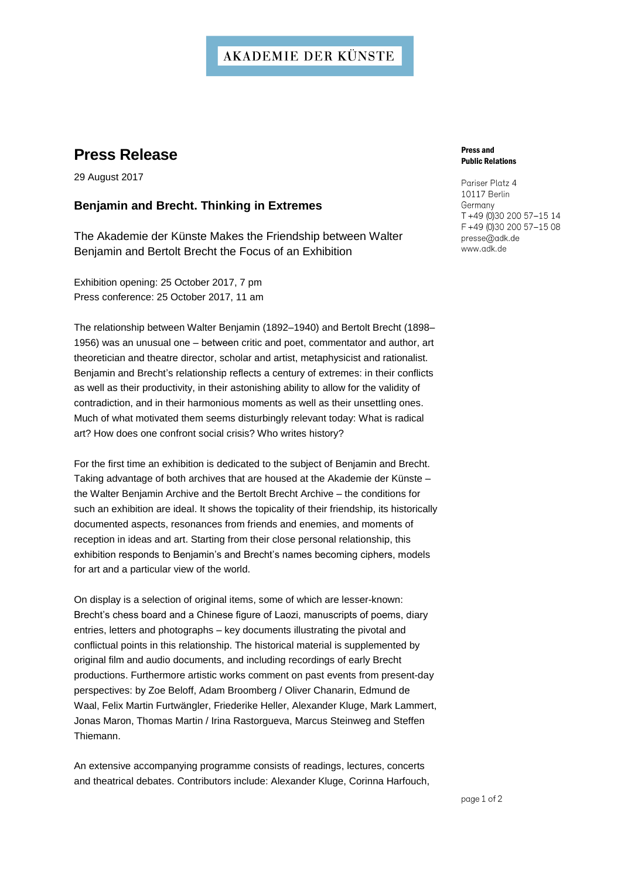AKADEMIE DER KÜNSTE

# Press Release

29 August 2017

**Press and Public Relations**

Pariser Platz 4
10117 Berlin
Germany
T +49 (0)30 200 57–15 14
F +49 (0)30 200 57–15 08
presse@adk.de
www.adk.de

## Benjamin and Brecht. Thinking in Extremes

The Akademie der Künste Makes the Friendship between Walter Benjamin and Bertolt Brecht the Focus of an Exhibition

Exhibition opening: 25 October 2017, 7 pm
Press conference: 25 October 2017, 11 am

The relationship between Walter Benjamin (1892–1940) and Bertolt Brecht (1898–1956) was an unusual one – between critic and poet, commentator and author, art theoretician and theatre director, scholar and artist, metaphysicist and rationalist. Benjamin and Brecht's relationship reflects a century of extremes: in their conflicts as well as their productivity, in their astonishing ability to allow for the validity of contradiction, and in their harmonious moments as well as their unsettling ones. Much of what motivated them seems disturbingly relevant today: What is radical art? How does one confront social crisis? Who writes history?

For the first time an exhibition is dedicated to the subject of Benjamin and Brecht. Taking advantage of both archives that are housed at the Akademie der Künste – the Walter Benjamin Archive and the Bertolt Brecht Archive – the conditions for such an exhibition are ideal. It shows the topicality of their friendship, its historically documented aspects, resonances from friends and enemies, and moments of reception in ideas and art. Starting from their close personal relationship, this exhibition responds to Benjamin's and Brecht's names becoming ciphers, models for art and a particular view of the world.

On display is a selection of original items, some of which are lesser-known: Brecht's chess board and a Chinese figure of Laozi, manuscripts of poems, diary entries, letters and photographs – key documents illustrating the pivotal and conflictual points in this relationship. The historical material is supplemented by original film and audio documents, and including recordings of early Brecht productions. Furthermore artistic works comment on past events from present-day perspectives: by Zoe Beloff, Adam Broomberg / Oliver Chanarin, Edmund de Waal, Felix Martin Furtwängler, Friederike Heller, Alexander Kluge, Mark Lammert, Jonas Maron, Thomas Martin / Irina Rastorgueva, Marcus Steinweg and Steffen Thiemann.

An extensive accompanying programme consists of readings, lectures, concerts and theatrical debates. Contributors include: Alexander Kluge, Corinna Harfouch,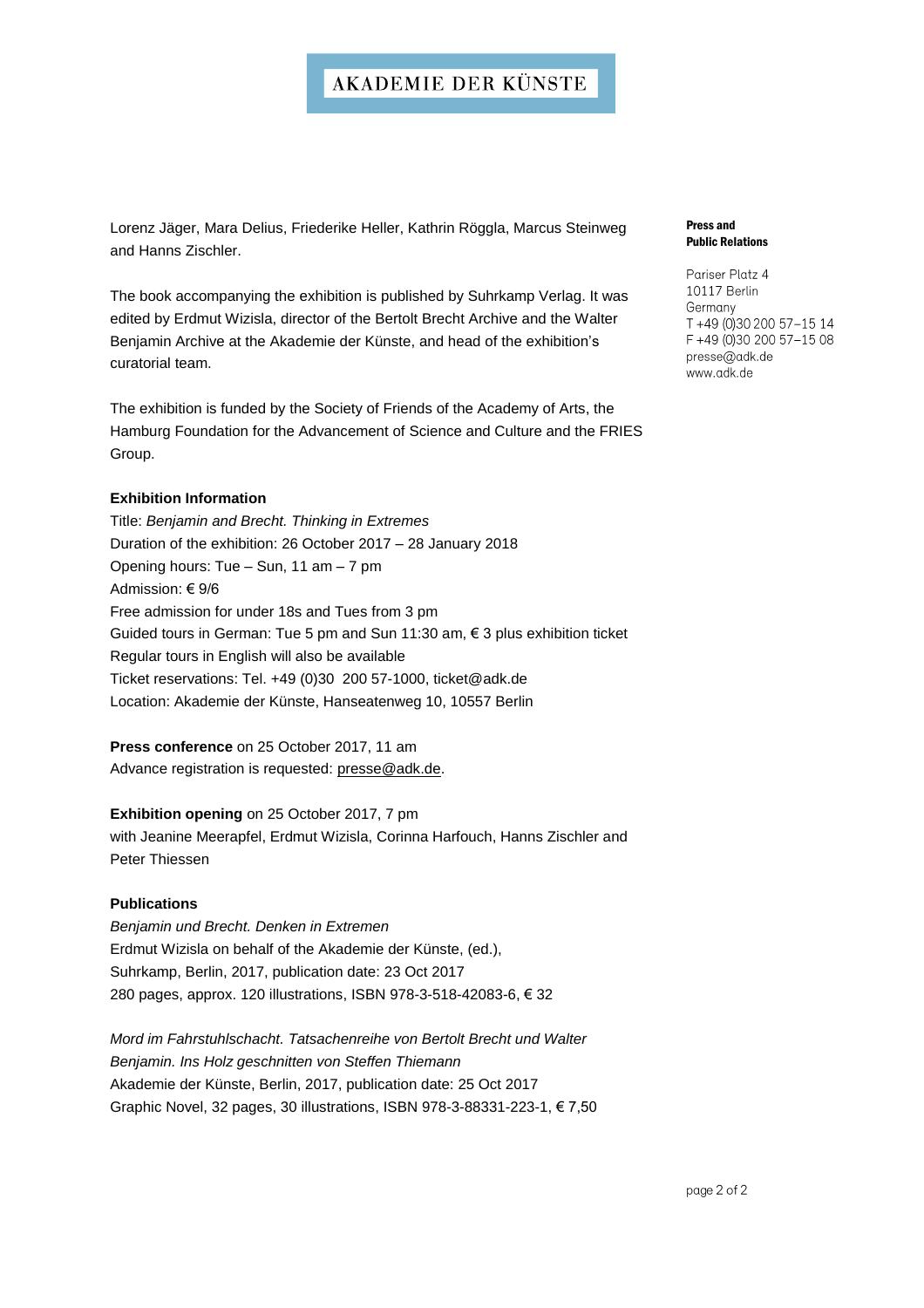Lorenz Jäger, Mara Delius, Friederike Heller, Kathrin Röggla, Marcus Steinweg and Hanns Zischler.

The book accompanying the exhibition is published by Suhrkamp Verlag. It was edited by Erdmut Wizisla, director of the Bertolt Brecht Archive and the Walter Benjamin Archive at the Akademie der Künste, and head of the exhibition's curatorial team.

The exhibition is funded by the Society of Friends of the Academy of Arts, the Hamburg Foundation for the Advancement of Science and Culture and the FRIES Group.

**Exhibition Information**

Title: *Benjamin and Brecht. Thinking in Extremes*
Duration of the exhibition: 26 October 2017 – 28 January 2018
Opening hours: Tue – Sun, 11 am – 7 pm
Admission: € 9/6
Free admission for under 18s and Tues from 3 pm
Guided tours in German: Tue 5 pm and Sun 11:30 am, € 3 plus exhibition ticket
Regular tours in English will also be available
Ticket reservations: Tel. +49 (0)30 200 57-1000, ticket@adk.de
Location: Akademie der Künste, Hanseatenweg 10, 10557 Berlin

**Press conference** on 25 October 2017, 11 am
Advance registration is requested: presse@adk.de.

**Exhibition opening** on 25 October 2017, 7 pm
with Jeanine Meerapfel, Erdmut Wizisla, Corinna Harfouch, Hanns Zischler and Peter Thiessen

**Publications**

*Benjamin und Brecht. Denken in Extremen*
Erdmut Wizisla on behalf of the Akademie der Künste, (ed.),
Suhrkamp, Berlin, 2017, publication date: 23 Oct 2017
280 pages, approx. 120 illustrations, ISBN 978-3-518-42083-6, € 32

*Mord im Fahrstuhlschacht. Tatsachenreihe von Bertolt Brecht und Walter Benjamin. Ins Holz geschnitten von Steffen Thiemann*
Akademie der Künste, Berlin, 2017, publication date: 25 Oct 2017
Graphic Novel, 32 pages, 30 illustrations, ISBN 978-3-88331-223-1, € 7,50

**Press and Public Relations**

Pariser Platz 4
10117 Berlin
Germany
T +49 (0)30 200 57–15 14
F +49 (0)30 200 57–15 08
presse@adk.de
www.adk.de